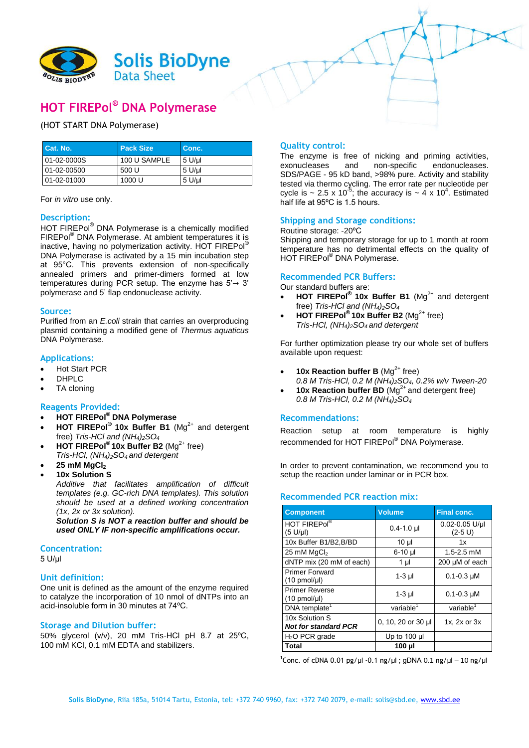Solis BioDyne
Data Sheet

# HOT FIREPol® DNA Polymerase

(HOT START DNA Polymerase)

| Cat. No. | Pack Size | Conc. |
|---|---|---|
| 01-02-0000S | 100 U SAMPLE | 5 U/µl |
| 01-02-00500 | 500 U | 5 U/µl |
| 01-02-01000 | 1000 U | 5 U/µl |

For *in vitro* use only.

## Description:

HOT FIREPol® DNA Polymerase is a chemically modified FIREPol® DNA Polymerase. At ambient temperatures it is inactive, having no polymerization activity. HOT FIREPol® DNA Polymerase is activated by a 15 min incubation step at 95°C. This prevents extension of non-specifically annealed primers and primer-dimers formed at low temperatures during PCR setup. The enzyme has 5'→ 3' polymerase and 5' flap endonuclease activity.

## Source:

Purified from an *E.coli* strain that carries an overproducing plasmid containing a modified gene of *Thermus aquaticus* DNA Polymerase.

## Applications:

- Hot Start PCR
- DHPLC
- TA cloning

## Reagents Provided:

- **HOT FIREPol® DNA Polymerase**
- **HOT FIREPol® 10x Buffer B1** ($Mg^{2+}$ and detergent free) *Tris-HCl and $(NH_4)_2SO_4$*
- **HOT FIREPol® 10x Buffer B2** ($Mg^{2+}$ free) *Tris-HCl, $(NH_4)_2SO_4$ and detergent*
- **25 mM $MgCl_2$**
- **10x Solution S**
  *Additive that facilitates amplification of difficult templates (e.g. GC-rich DNA templates). This solution should be used at a defined working concentration (1x, 2x or 3x solution).*
  ***Solution S is NOT a reaction buffer and should be used ONLY IF non-specific amplifications occur.***

## Concentration:

5 U/µl

## Unit definition:

One unit is defined as the amount of the enzyme required to catalyze the incorporation of 10 nmol of dNTPs into an acid-insoluble form in 30 minutes at 74ºC.

## Storage and Dilution buffer:

50% glycerol (v/v), 20 mM Tris-HCl pH 8.7 at 25ºC, 100 mM KCl, 0.1 mM EDTA and stabilizers.

## Quality control:

The enzyme is free of nicking and priming activities, exonucleases and non-specific endonucleases. SDS/PAGE - 95 kD band, >98% pure. Activity and stability tested via thermo cycling. The error rate per nucleotide per cycle is ~ $2.5 \times 10^{-5}$; the accuracy is ~ $4 \times 10^{4}$. Estimated half life at 95ºC is 1.5 hours.

## Shipping and Storage conditions:

Routine storage: -20ºC
Shipping and temporary storage for up to 1 month at room temperature has no detrimental effects on the quality of HOT FIREPol® DNA Polymerase.

## Recommended PCR Buffers:

Our standard buffers are:

- **HOT FIREPol® 10x Buffer B1** ($Mg^{2+}$ and detergent free) *Tris-HCl and $(NH_4)_2SO_4$*
- **HOT FIREPol® 10x Buffer B2** ($Mg^{2+}$ free) *Tris-HCl, $(NH_4)_2SO_4$ and detergent*

For further optimization please try our whole set of buffers available upon request:

- **10x Reaction buffer B** ($Mg^{2+}$ free) *0.8 M Tris-HCl, 0.2 M $(NH_4)_2SO_4$, 0.2% w/v Tween-20*
- **10x Reaction buffer BD** ($Mg^{2+}$ and detergent free) *0.8 M Tris-HCl, 0.2 M $(NH_4)_2SO_4$*

## Recommendations:

Reaction setup at room temperature is highly recommended for HOT FIREPol® DNA Polymerase.

In order to prevent contamination, we recommend you to setup the reaction under laminar or in PCR box.

## Recommended PCR reaction mix:

| Component | Volume | Final conc. |
|---|---|---|
| HOT FIREPol® (5 U/µl) | 0.4-1.0 µl | 0.02-0.05 U/µl (2-5 U) |
| 10x Buffer B1/B2,B/BD | 10 µl | 1x |
| 25 mM $MgCl_2$ | 6-10 µl | 1.5-2.5 mM |
| dNTP mix (20 mM of each) | 1 µl | 200 µM of each |
| Primer Forward (10 pmol/µl) | 1-3 µl | 0.1-0.3 µM |
| Primer Reverse (10 pmol/µl) | 1-3 µl | 0.1-0.3 µM |
| DNA template[1] | variable[1] | variable[1] |
| 10x Solution S ***Not for standard PCR*** | 0, 10, 20 or 30 µl | 1x, 2x or 3x |
| $H_2O$ PCR grade | Up to 100 µl | |
| **Total** | **100 µl** | |

[1]Conc. of cDNA 0.01 pg/µl -0.1 ng/µl ; gDNA 0.1 ng/µl – 10 ng/µl

**Solis BioDyne**, Riia 185a, 51014 Tartu, Estonia, tel: +372 740 9960, fax: +372 740 2079, e-mail: solis@sbd.ee, www.sbd.ee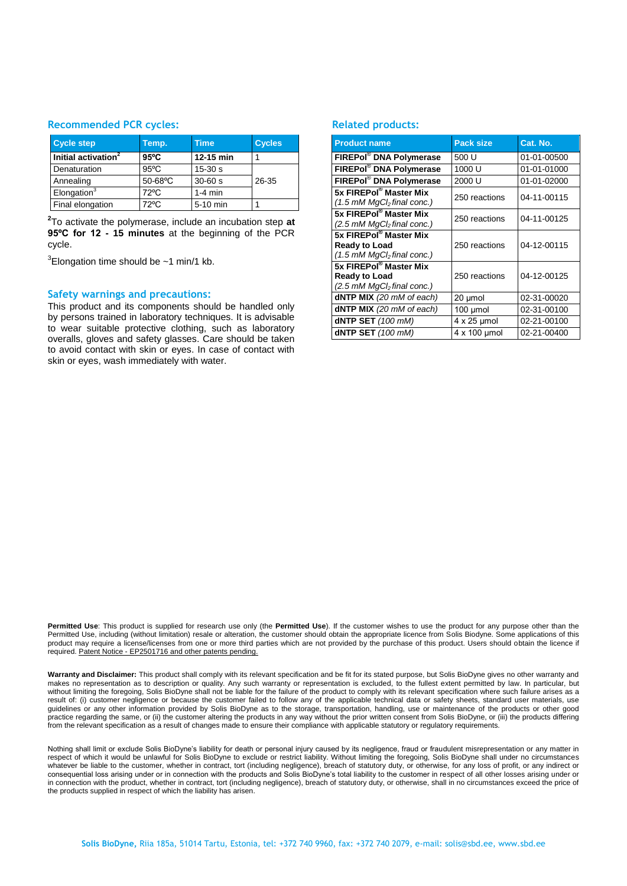## Recommended PCR cycles:

| Cycle step | Temp. | Time | Cycles |
|---|---|---|---|
| **Initial activation[2]** | **95ºC** | **12-15 min** | 1 |
| Denaturation | 95ºC | 15-30 s | 26-35 |
| Annealing | 50-68ºC | 30-60 s | |
| Elongation[3] | 72ºC | 1-4 min | |
| Final elongation | 72ºC | 5-10 min | 1 |

[2]To activate the polymerase, include an incubation step **at 95ºC for 12 - 15 minutes** at the beginning of the PCR cycle.

[3]Elongation time should be ~1 min/1 kb.

## Safety warnings and precautions:

This product and its components should be handled only by persons trained in laboratory techniques. It is advisable to wear suitable protective clothing, such as laboratory overalls, gloves and safety glasses. Care should be taken to avoid contact with skin or eyes. In case of contact with skin or eyes, wash immediately with water.

## Related products:

| Product name | Pack size | Cat. No. |
|---|---|---|
| **FIREPol® DNA Polymerase** | 500 U | 01-01-00500 |
| **FIREPol® DNA Polymerase** | 1000 U | 01-01-01000 |
| **FIREPol® DNA Polymerase** | 2000 U | 01-01-02000 |
| **5x FIREPol® Master Mix** *(1.5 mM $MgCl_2$ final conc.)* | 250 reactions | 04-11-00115 |
| **5x FIREPol® Master Mix** *(2.5 mM $MgCl_2$ final conc.)* | 250 reactions | 04-11-00125 |
| **5x FIREPol® Master Mix Ready to Load** *(1.5 mM $MgCl_2$ final conc.)* | 250 reactions | 04-12-00115 |
| **5x FIREPol® Master Mix Ready to Load** *(2.5 mM $MgCl_2$ final conc.)* | 250 reactions | 04-12-00125 |
| **dNTP MIX** *(20 mM of each)* | 20 µmol | 02-31-00020 |
| **dNTP MIX** *(20 mM of each)* | 100 µmol | 02-31-00100 |
| **dNTP SET** *(100 mM)* | 4 x 25 µmol | 02-21-00100 |
| **dNTP SET** *(100 mM)* | 4 x 100 µmol | 02-21-00400 |

**Permitted Use**: This product is supplied for research use only (the **Permitted Use**). If the customer wishes to use the product for any purpose other than the Permitted Use, including (without limitation) resale or alteration, the customer should obtain the appropriate licence from Solis Biodyne. Some applications of this product may require a license/licenses from one or more third parties which are not provided by the purchase of this product. Users should obtain the licence if required. Patent Notice - EP2501716 and other patents pending.

**Warranty and Disclaimer:** This product shall comply with its relevant specification and be fit for its stated purpose, but Solis BioDyne gives no other warranty and makes no representation as to description or quality. Any such warranty or representation is excluded, to the fullest extent permitted by law. In particular, but without limiting the foregoing, Solis BioDyne shall not be liable for the failure of the product to comply with its relevant specification where such failure arises as a result of: (i) customer negligence or because the customer failed to follow any of the applicable technical data or safety sheets, standard user materials, use guidelines or any other information provided by Solis BioDyne as to the storage, transportation, handling, use or maintenance of the products or other good practice regarding the same, or (ii) the customer altering the products in any way without the prior written consent from Solis BioDyne, or (iii) the products differing from the relevant specification as a result of changes made to ensure their compliance with applicable statutory or regulatory requirements.

Nothing shall limit or exclude Solis BioDyne's liability for death or personal injury caused by its negligence, fraud or fraudulent misrepresentation or any matter in respect of which it would be unlawful for Solis BioDyne to exclude or restrict liability. Without limiting the foregoing, Solis BioDyne shall under no circumstances whatever be liable to the customer, whether in contract, tort (including negligence), breach of statutory duty, or otherwise, for any loss of profit, or any indirect or consequential loss arising under or in connection with the products and Solis BioDyne's total liability to the customer in respect of all other losses arising under or in connection with the product, whether in contract, tort (including negligence), breach of statutory duty, or otherwise, shall in no circumstances exceed the price of the products supplied in respect of which the liability has arisen.

**Solis BioDyne,** Riia 185a, 51014 Tartu, Estonia, tel: +372 740 9960, fax: +372 740 2079, e-mail: solis@sbd.ee, www.sbd.ee